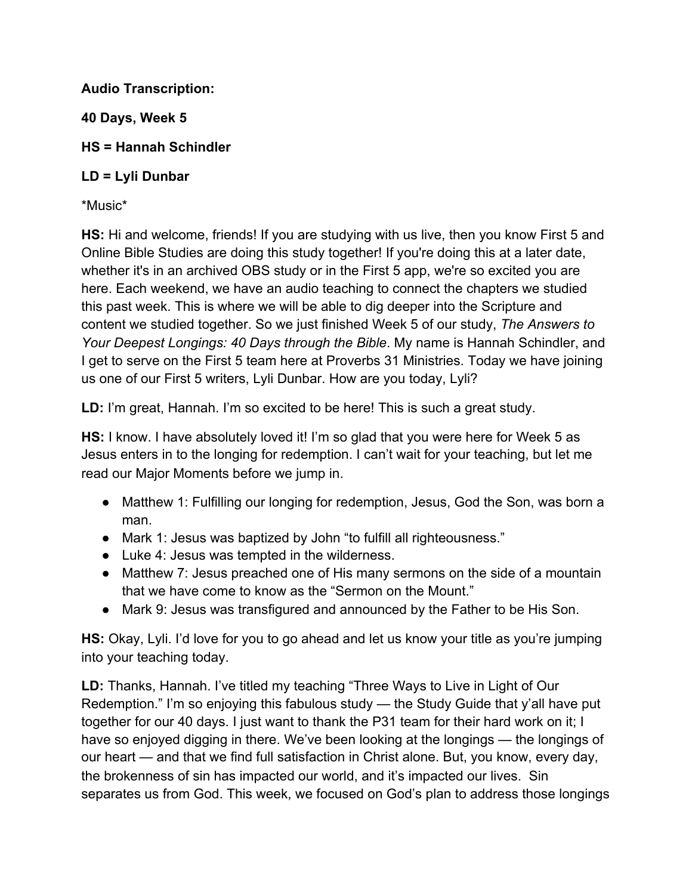**Audio Transcription:**

**40 Days, Week 5**

**HS = Hannah Schindler**

**LD = Lyli Dunbar**

*Music*

**HS:** Hi and welcome, friends! If you are studying with us live, then you know First 5 and Online Bible Studies are doing this study together! If you're doing this at a later date, whether it's in an archived OBS study or in the First 5 app, we're so excited you are here. Each weekend, we have an audio teaching to connect the chapters we studied this past week. This is where we will be able to dig deeper into the Scripture and content we studied together. So we just finished Week 5 of our study, *The Answers to Your Deepest Longings: 40 Days through the Bible*. My name is Hannah Schindler, and I get to serve on the First 5 team here at Proverbs 31 Ministries. Today we have joining us one of our First 5 writers, Lyli Dunbar. How are you today, Lyli?

**LD:** I'm great, Hannah. I'm so excited to be here! This is such a great study.

**HS:** I know. I have absolutely loved it! I'm so glad that you were here for Week 5 as Jesus enters in to the longing for redemption. I can't wait for your teaching, but let me read our Major Moments before we jump in.

- Matthew 1: Fulfilling our longing for redemption, Jesus, God the Son, was born a man.
- Mark 1: Jesus was baptized by John "to fulfill all righteousness."
- Luke 4: Jesus was tempted in the wilderness.
- Matthew 7: Jesus preached one of His many sermons on the side of a mountain that we have come to know as the "Sermon on the Mount."
- Mark 9: Jesus was transfigured and announced by the Father to be His Son.

**HS:** Okay, Lyli. I'd love for you to go ahead and let us know your title as you're jumping into your teaching today.

**LD:** Thanks, Hannah. I've titled my teaching "Three Ways to Live in Light of Our Redemption." I'm so enjoying this fabulous study — the Study Guide that y'all have put together for our 40 days. I just want to thank the P31 team for their hard work on it; I have so enjoyed digging in there. We've been looking at the longings — the longings of our heart — and that we find full satisfaction in Christ alone. But, you know, every day, the brokenness of sin has impacted our world, and it's impacted our lives. Sin separates us from God. This week, we focused on God's plan to address those longings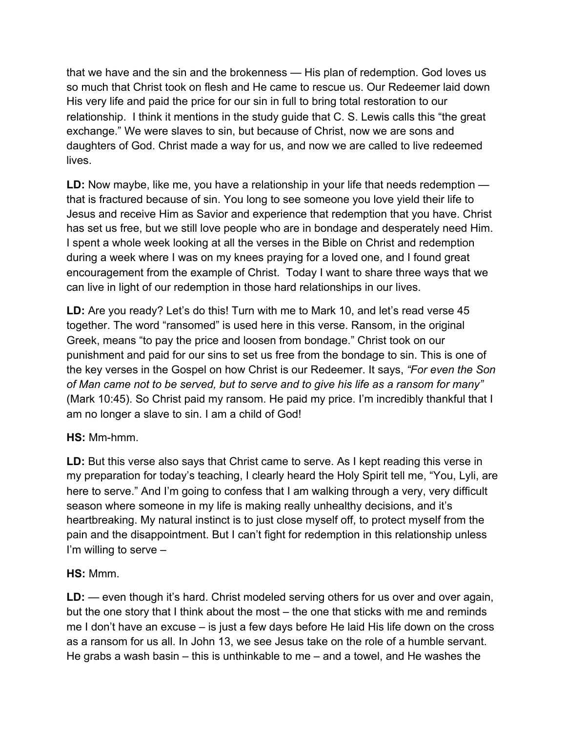that we have and the sin and the brokenness — His plan of redemption. God loves us so much that Christ took on flesh and He came to rescue us. Our Redeemer laid down His very life and paid the price for our sin in full to bring total restoration to our relationship.  I think it mentions in the study guide that C. S. Lewis calls this "the great exchange." We were slaves to sin, but because of Christ, now we are sons and daughters of God. Christ made a way for us, and now we are called to live redeemed lives.

**LD:** Now maybe, like me, you have a relationship in your life that needs redemption — that is fractured because of sin. You long to see someone you love yield their life to Jesus and receive Him as Savior and experience that redemption that you have. Christ has set us free, but we still love people who are in bondage and desperately need Him. I spent a whole week looking at all the verses in the Bible on Christ and redemption during a week where I was on my knees praying for a loved one, and I found great encouragement from the example of Christ.  Today I want to share three ways that we can live in light of our redemption in those hard relationships in our lives.

**LD:** Are you ready? Let's do this! Turn with me to Mark 10, and let's read verse 45 together. The word "ransomed" is used here in this verse. Ransom, in the original Greek, means "to pay the price and loosen from bondage." Christ took on our punishment and paid for our sins to set us free from the bondage to sin. This is one of the key verses in the Gospel on how Christ is our Redeemer. It says, *"For even the Son of Man came not to be served, but to serve and to give his life as a ransom for many"* (Mark 10:45). So Christ paid my ransom. He paid my price. I'm incredibly thankful that I am no longer a slave to sin. I am a child of God!

**HS:** Mm-hmm.

**LD:** But this verse also says that Christ came to serve. As I kept reading this verse in my preparation for today's teaching, I clearly heard the Holy Spirit tell me, "You, Lyli, are here to serve." And I'm going to confess that I am walking through a very, very difficult season where someone in my life is making really unhealthy decisions, and it's heartbreaking. My natural instinct is to just close myself off, to protect myself from the pain and the disappointment. But I can't fight for redemption in this relationship unless I'm willing to serve –

**HS:** Mmm.

**LD:** — even though it's hard. Christ modeled serving others for us over and over again, but the one story that I think about the most – the one that sticks with me and reminds me I don't have an excuse – is just a few days before He laid His life down on the cross as a ransom for us all. In John 13, we see Jesus take on the role of a humble servant. He grabs a wash basin – this is unthinkable to me – and a towel, and He washes the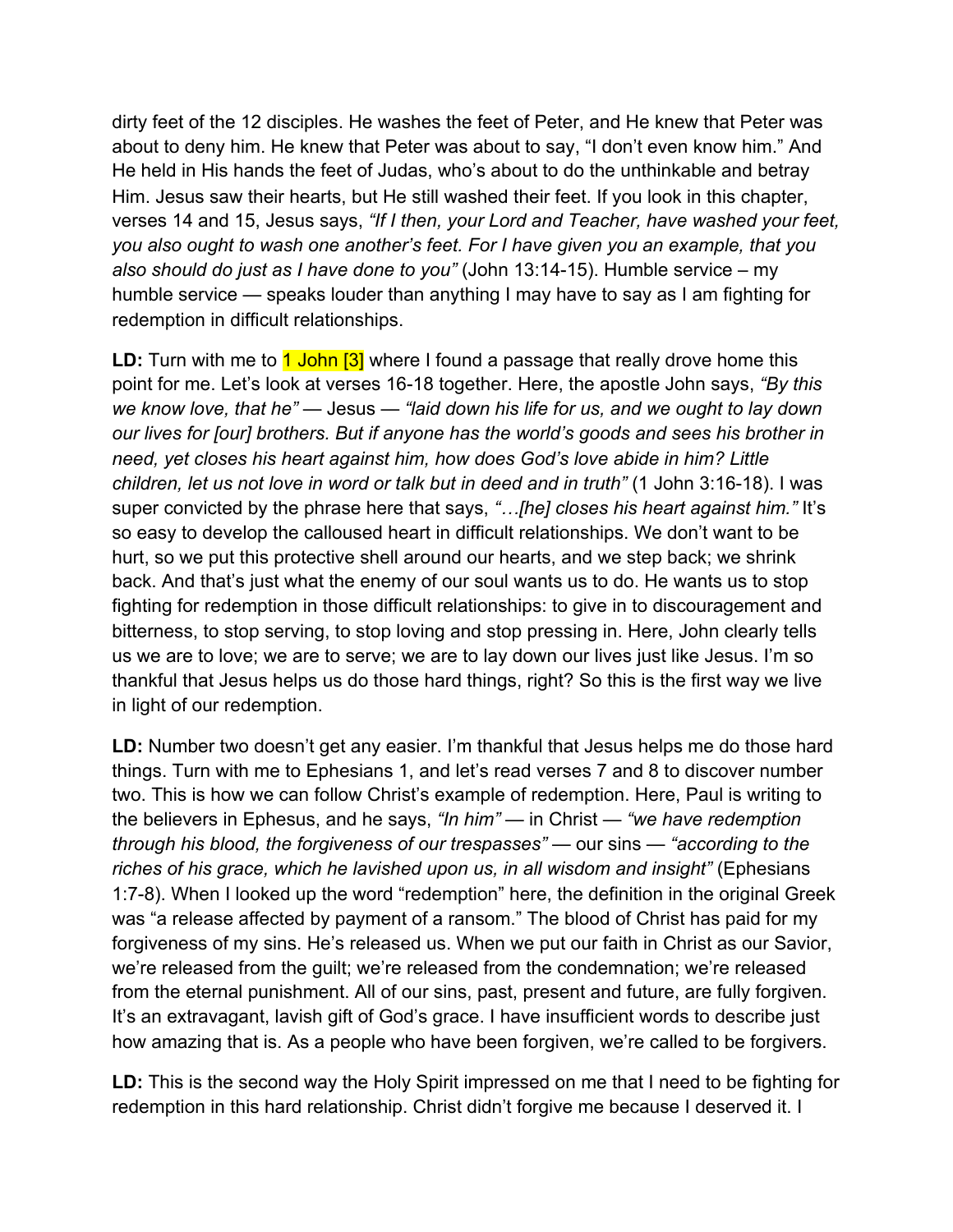dirty feet of the 12 disciples. He washes the feet of Peter, and He knew that Peter was about to deny him. He knew that Peter was about to say, “I don’t even know him.” And He held in His hands the feet of Judas, who’s about to do the unthinkable and betray Him. Jesus saw their hearts, but He still washed their feet. If you look in this chapter, verses 14 and 15, Jesus says, *“If I then, your Lord and Teacher, have washed your feet, you also ought to wash one another’s feet. For I have given you an example, that you also should do just as I have done to you”* (John 13:14-15). Humble service – my humble service — speaks louder than anything I may have to say as I am fighting for redemption in difficult relationships.

**LD:** Turn with me to 1 John [3] where I found a passage that really drove home this point for me. Let’s look at verses 16-18 together. Here, the apostle John says, *“By this we know love, that he”* — Jesus — *“laid down his life for us, and we ought to lay down our lives for [our] brothers. But if anyone has the world’s goods and sees his brother in need, yet closes his heart against him, how does God’s love abide in him? Little children, let us not love in word or talk but in deed and in truth”* (1 John 3:16-18). I was super convicted by the phrase here that says, *“…[he] closes his heart against him.”* It’s so easy to develop the calloused heart in difficult relationships. We don’t want to be hurt, so we put this protective shell around our hearts, and we step back; we shrink back. And that’s just what the enemy of our soul wants us to do. He wants us to stop fighting for redemption in those difficult relationships: to give in to discouragement and bitterness, to stop serving, to stop loving and stop pressing in. Here, John clearly tells us we are to love; we are to serve; we are to lay down our lives just like Jesus. I’m so thankful that Jesus helps us do those hard things, right? So this is the first way we live in light of our redemption.

**LD:** Number two doesn’t get any easier. I’m thankful that Jesus helps me do those hard things. Turn with me to Ephesians 1, and let’s read verses 7 and 8 to discover number two. This is how we can follow Christ’s example of redemption. Here, Paul is writing to the believers in Ephesus, and he says, *“In him”* — in Christ — *“we have redemption through his blood, the forgiveness of our trespasses”* — our sins — *“according to the riches of his grace, which he lavished upon us, in all wisdom and insight”* (Ephesians 1:7-8). When I looked up the word “redemption” here, the definition in the original Greek was “a release affected by payment of a ransom.” The blood of Christ has paid for my forgiveness of my sins. He’s released us. When we put our faith in Christ as our Savior, we’re released from the guilt; we’re released from the condemnation; we’re released from the eternal punishment. All of our sins, past, present and future, are fully forgiven. It’s an extravagant, lavish gift of God’s grace. I have insufficient words to describe just how amazing that is. As a people who have been forgiven, we’re called to be forgivers.

**LD:** This is the second way the Holy Spirit impressed on me that I need to be fighting for redemption in this hard relationship. Christ didn’t forgive me because I deserved it. I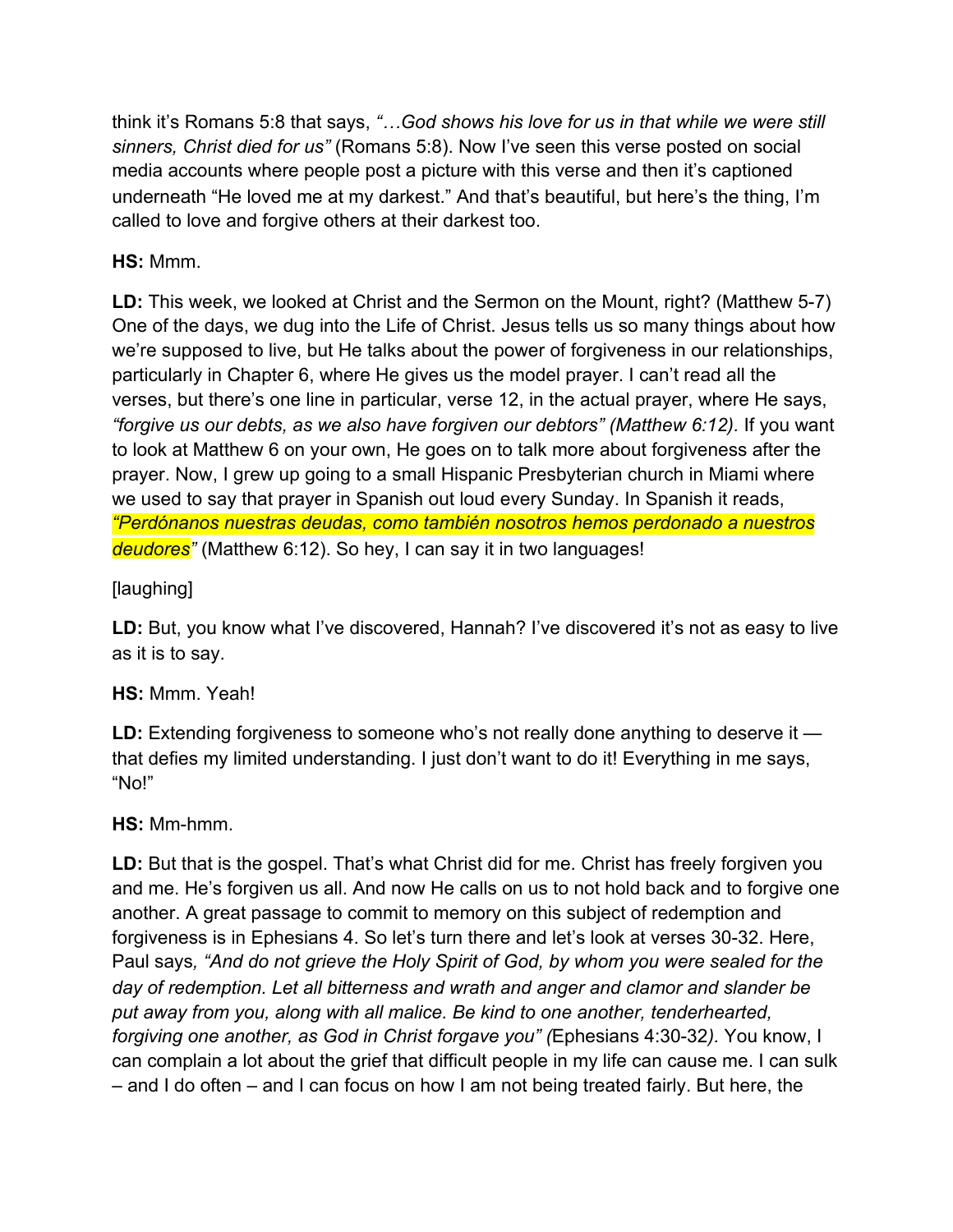think it's Romans 5:8 that says, *"…God shows his love for us in that while we were still sinners, Christ died for us"* (Romans 5:8). Now I've seen this verse posted on social media accounts where people post a picture with this verse and then it's captioned underneath "He loved me at my darkest." And that's beautiful, but here's the thing, I'm called to love and forgive others at their darkest too.

**HS:** Mmm.

**LD:** This week, we looked at Christ and the Sermon on the Mount, right? (Matthew 5-7) One of the days, we dug into the Life of Christ. Jesus tells us so many things about how we're supposed to live, but He talks about the power of forgiveness in our relationships, particularly in Chapter 6, where He gives us the model prayer. I can't read all the verses, but there's one line in particular, verse 12, in the actual prayer, where He says, *"forgive us our debts, as we also have forgiven our debtors" (Matthew 6:12).* If you want to look at Matthew 6 on your own, He goes on to talk more about forgiveness after the prayer. Now, I grew up going to a small Hispanic Presbyterian church in Miami where we used to say that prayer in Spanish out loud every Sunday. In Spanish it reads, *"Perdónanos nuestras deudas, como también nosotros hemos perdonado a nuestros deudores"* (Matthew 6:12). So hey, I can say it in two languages!

[laughing]

**LD:** But, you know what I've discovered, Hannah? I've discovered it's not as easy to live as it is to say.

**HS:** Mmm. Yeah!

**LD:** Extending forgiveness to someone who's not really done anything to deserve it — that defies my limited understanding. I just don't want to do it! Everything in me says, "No!"

**HS:** Mm-hmm.

**LD:** But that is the gospel. That's what Christ did for me. Christ has freely forgiven you and me. He's forgiven us all. And now He calls on us to not hold back and to forgive one another. A great passage to commit to memory on this subject of redemption and forgiveness is in Ephesians 4. So let's turn there and let's look at verses 30-32. Here, Paul says*, "And do not grieve the Holy Spirit of God, by whom you were sealed for the day of redemption. Let all bitterness and wrath and anger and clamor and slander be put away from you, along with all malice. Be kind to one another, tenderhearted, forgiving one another, as God in Christ forgave you" (*Ephesians 4:30-32*).* You know, I can complain a lot about the grief that difficult people in my life can cause me. I can sulk – and I do often – and I can focus on how I am not being treated fairly. But here, the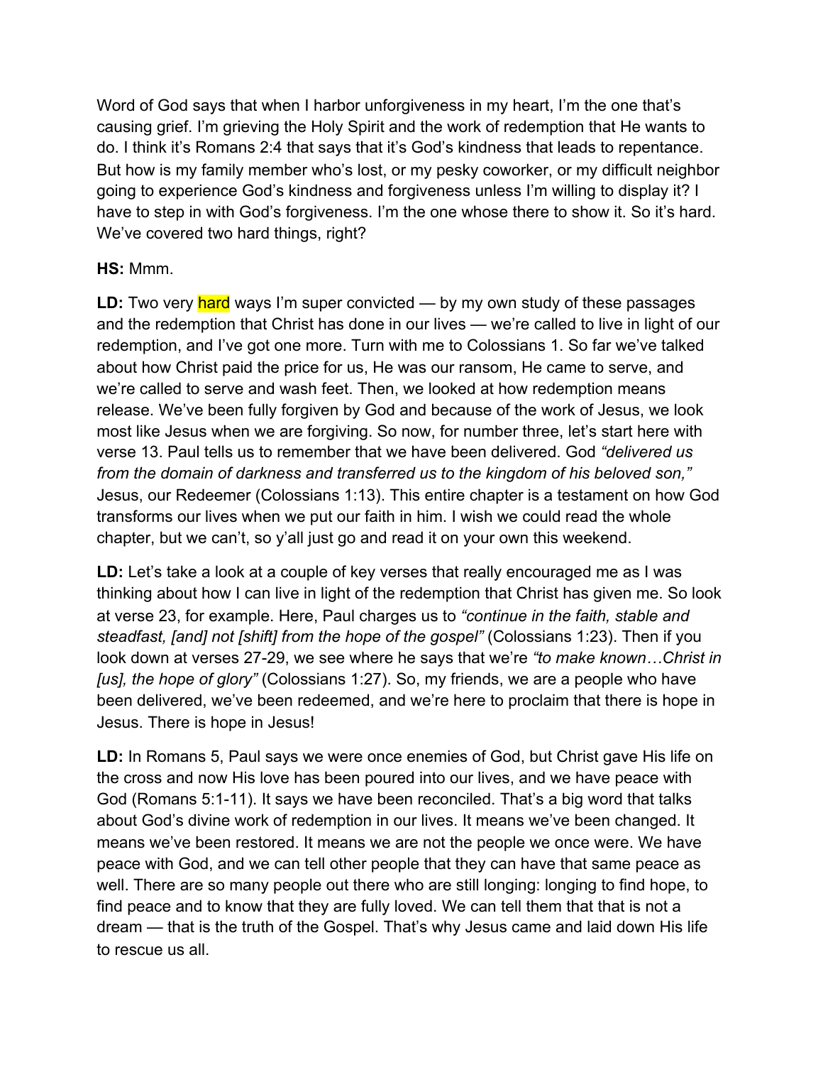Word of God says that when I harbor unforgiveness in my heart, I'm the one that's causing grief. I'm grieving the Holy Spirit and the work of redemption that He wants to do. I think it's Romans 2:4 that says that it's God's kindness that leads to repentance. But how is my family member who's lost, or my pesky coworker, or my difficult neighbor going to experience God's kindness and forgiveness unless I'm willing to display it? I have to step in with God's forgiveness. I'm the one whose there to show it. So it's hard. We've covered two hard things, right?

**HS:** Mmm.

**LD:** Two very hard ways I'm super convicted — by my own study of these passages and the redemption that Christ has done in our lives — we're called to live in light of our redemption, and I've got one more. Turn with me to Colossians 1. So far we've talked about how Christ paid the price for us, He was our ransom, He came to serve, and we're called to serve and wash feet. Then, we looked at how redemption means release. We've been fully forgiven by God and because of the work of Jesus, we look most like Jesus when we are forgiving. So now, for number three, let's start here with verse 13. Paul tells us to remember that we have been delivered. God *"delivered us from the domain of darkness and transferred us to the kingdom of his beloved son,"* Jesus, our Redeemer (Colossians 1:13). This entire chapter is a testament on how God transforms our lives when we put our faith in him. I wish we could read the whole chapter, but we can't, so y'all just go and read it on your own this weekend.

**LD:** Let's take a look at a couple of key verses that really encouraged me as I was thinking about how I can live in light of the redemption that Christ has given me. So look at verse 23, for example. Here, Paul charges us to *"continue in the faith, stable and steadfast, [and] not [shift] from the hope of the gospel"* (Colossians 1:23). Then if you look down at verses 27-29, we see where he says that we're *"to make known…Christ in [us], the hope of glory"* (Colossians 1:27). So, my friends, we are a people who have been delivered, we've been redeemed, and we're here to proclaim that there is hope in Jesus. There is hope in Jesus!

**LD:** In Romans 5, Paul says we were once enemies of God, but Christ gave His life on the cross and now His love has been poured into our lives, and we have peace with God (Romans 5:1-11). It says we have been reconciled. That's a big word that talks about God's divine work of redemption in our lives. It means we've been changed. It means we've been restored. It means we are not the people we once were. We have peace with God, and we can tell other people that they can have that same peace as well. There are so many people out there who are still longing: longing to find hope, to find peace and to know that they are fully loved. We can tell them that that is not a dream — that is the truth of the Gospel. That's why Jesus came and laid down His life to rescue us all.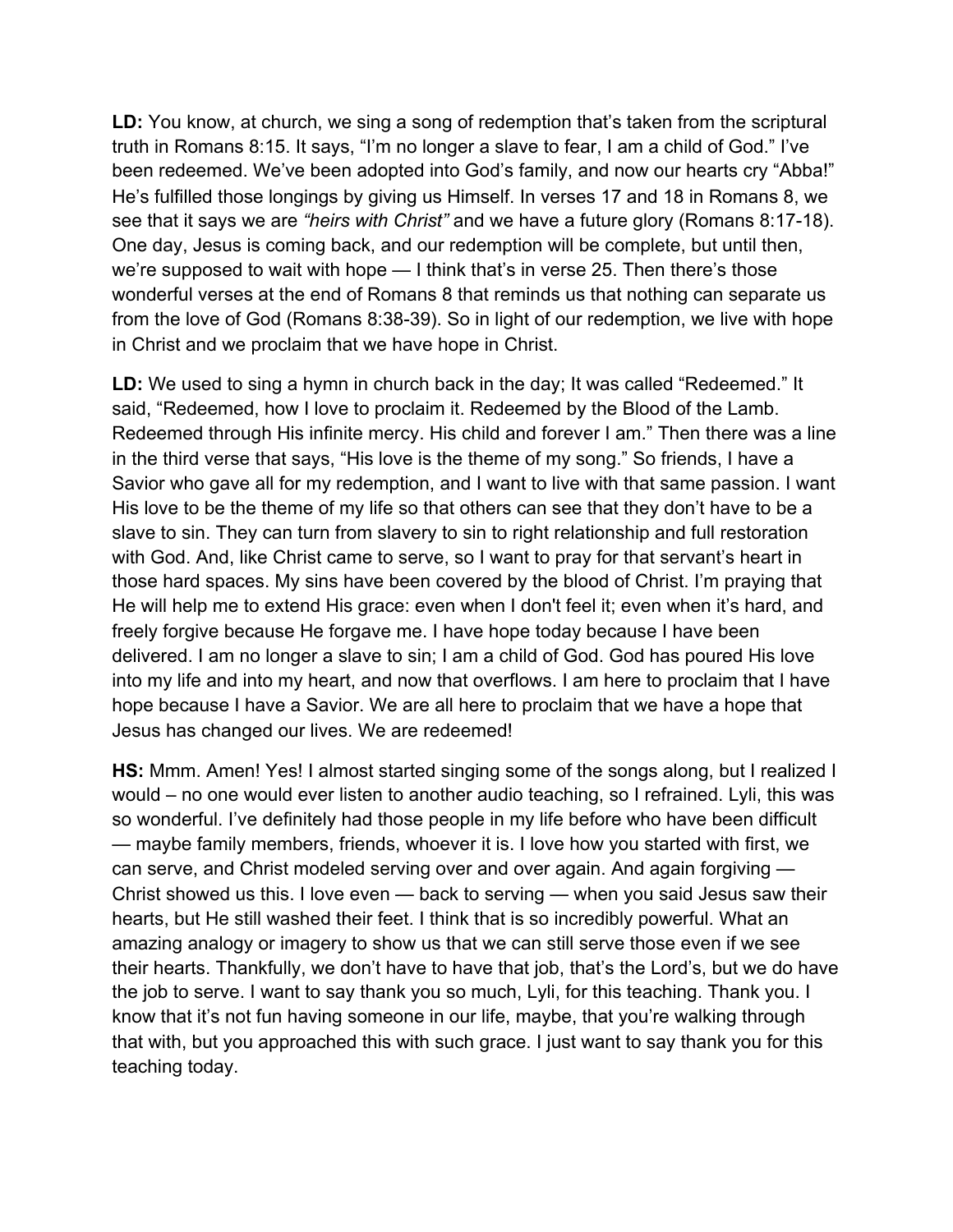**LD:** You know, at church, we sing a song of redemption that's taken from the scriptural truth in Romans 8:15. It says, "I'm no longer a slave to fear, I am a child of God." I've been redeemed. We've been adopted into God's family, and now our hearts cry "Abba!" He's fulfilled those longings by giving us Himself. In verses 17 and 18 in Romans 8, we see that it says we are *"heirs with Christ"* and we have a future glory (Romans 8:17-18). One day, Jesus is coming back, and our redemption will be complete, but until then, we're supposed to wait with hope — I think that's in verse 25. Then there's those wonderful verses at the end of Romans 8 that reminds us that nothing can separate us from the love of God (Romans 8:38-39). So in light of our redemption, we live with hope in Christ and we proclaim that we have hope in Christ.

**LD:** We used to sing a hymn in church back in the day; It was called "Redeemed." It said, "Redeemed, how I love to proclaim it. Redeemed by the Blood of the Lamb. Redeemed through His infinite mercy. His child and forever I am." Then there was a line in the third verse that says, "His love is the theme of my song." So friends, I have a Savior who gave all for my redemption, and I want to live with that same passion. I want His love to be the theme of my life so that others can see that they don't have to be a slave to sin. They can turn from slavery to sin to right relationship and full restoration with God. And, like Christ came to serve, so I want to pray for that servant's heart in those hard spaces. My sins have been covered by the blood of Christ. I'm praying that He will help me to extend His grace: even when I don't feel it; even when it's hard, and freely forgive because He forgave me. I have hope today because I have been delivered. I am no longer a slave to sin; I am a child of God. God has poured His love into my life and into my heart, and now that overflows. I am here to proclaim that I have hope because I have a Savior. We are all here to proclaim that we have a hope that Jesus has changed our lives. We are redeemed!

**HS:** Mmm. Amen! Yes! I almost started singing some of the songs along, but I realized I would – no one would ever listen to another audio teaching, so I refrained. Lyli, this was so wonderful. I've definitely had those people in my life before who have been difficult — maybe family members, friends, whoever it is. I love how you started with first, we can serve, and Christ modeled serving over and over again. And again forgiving — Christ showed us this. I love even — back to serving — when you said Jesus saw their hearts, but He still washed their feet. I think that is so incredibly powerful. What an amazing analogy or imagery to show us that we can still serve those even if we see their hearts. Thankfully, we don't have to have that job, that's the Lord's, but we do have the job to serve. I want to say thank you so much, Lyli, for this teaching. Thank you. I know that it's not fun having someone in our life, maybe, that you're walking through that with, but you approached this with such grace. I just want to say thank you for this teaching today.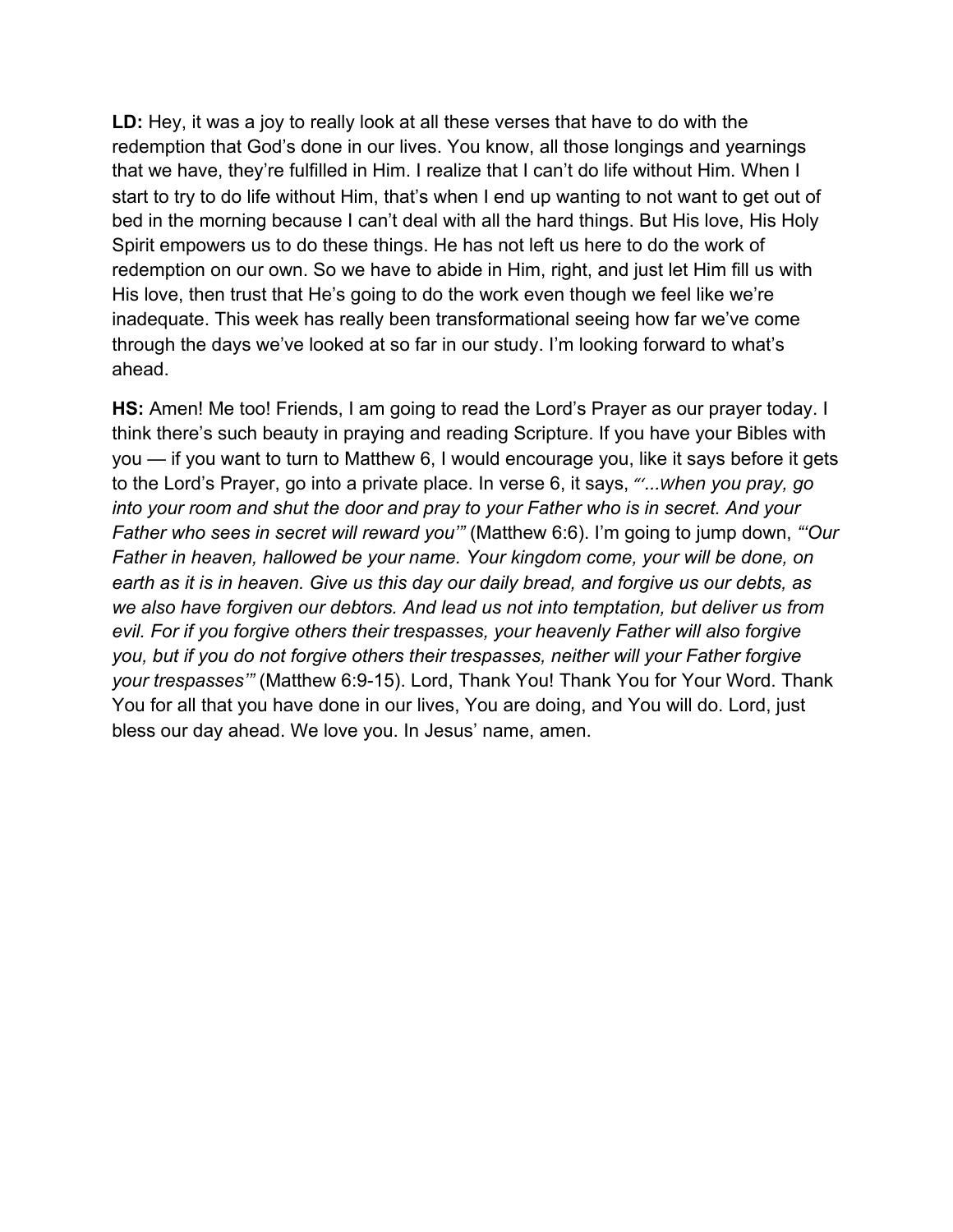**LD:** Hey, it was a joy to really look at all these verses that have to do with the redemption that God's done in our lives. You know, all those longings and yearnings that we have, they're fulfilled in Him. I realize that I can't do life without Him. When I start to try to do life without Him, that's when I end up wanting to not want to get out of bed in the morning because I can't deal with all the hard things. But His love, His Holy Spirit empowers us to do these things. He has not left us here to do the work of redemption on our own. So we have to abide in Him, right, and just let Him fill us with His love, then trust that He's going to do the work even though we feel like we're inadequate. This week has really been transformational seeing how far we've come through the days we've looked at so far in our study. I'm looking forward to what's ahead.

**HS:** Amen! Me too! Friends, I am going to read the Lord's Prayer as our prayer today. I think there's such beauty in praying and reading Scripture. If you have your Bibles with you — if you want to turn to Matthew 6, I would encourage you, like it says before it gets to the Lord's Prayer, go into a private place. In verse 6, it says, *"'...when you pray, go into your room and shut the door and pray to your Father who is in secret. And your Father who sees in secret will reward you'"* (Matthew 6:6). I'm going to jump down, *"'Our Father in heaven, hallowed be your name. Your kingdom come, your will be done, on earth as it is in heaven. Give us this day our daily bread, and forgive us our debts, as we also have forgiven our debtors. And lead us not into temptation, but deliver us from evil. For if you forgive others their trespasses, your heavenly Father will also forgive you, but if you do not forgive others their trespasses, neither will your Father forgive your trespasses'"* (Matthew 6:9-15). Lord, Thank You! Thank You for Your Word. Thank You for all that you have done in our lives, You are doing, and You will do. Lord, just bless our day ahead. We love you. In Jesus' name, amen.